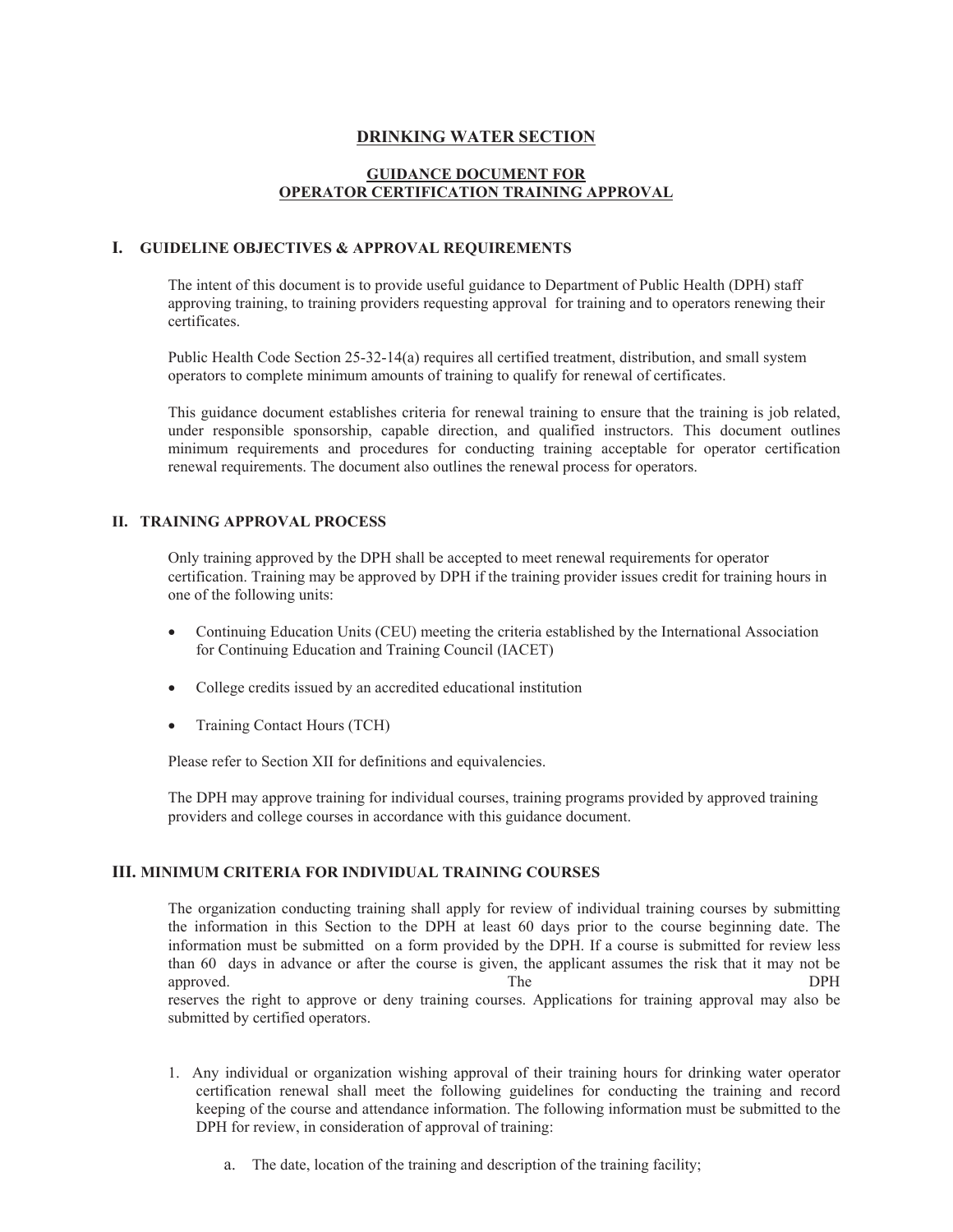# DRINKING WATER SECTION

## GUIDANCE DOCUMENT FOR OPERATOR CERTIFICATION TRAINING APPROVAL

## I. GUIDELINE OBJECTIVES & APPROVAL REQUIREMENTS

The intent of this document is to provide useful guidance to Department of Public Health (DPH) staff approving training, to training providers requesting approval for training and to operators renewing their certificates.

Public Health Code Section 25-32-14(a) requires all certified treatment, distribution, and small system operators to complete minimum amounts of training to qualify for renewal of certificates.

This guidance document establishes criteria for renewal training to ensure that the training is job related, under responsible sponsorship, capable direction, and qualified instructors. This document outlines minimum requirements and procedures for conducting training acceptable for operator certification renewal requirements. The document also outlines the renewal process for operators.

## II. TRAINING APPROVAL PROCESS

Only training approved by the DPH shall be accepted to meet renewal requirements for operator certification. Training may be approved by DPH if the training provider issues credit for training hours in one of the following units:

- Continuing Education Units (CEU) meeting the criteria established by the International Association for Continuing Education and Training Council (IACET)
- College credits issued by an accredited educational institution
- Training Contact Hours (TCH)

Please refer to Section XII for definitions and equivalencies.

The DPH may approve training for individual courses, training programs provided by approved training providers and college courses in accordance with this guidance document.

## III. MINIMUM CRITERIA FOR INDIVIDUAL TRAINING COURSES

The organization conducting training shall apply for review of individual training courses by submitting the information in this Section to the DPH at least 60 days prior to the course beginning date. The information must be submitted on a form provided by the DPH. If a course is submitted for review less than 60 days in advance or after the course is given, the applicant assumes the risk that it may not be approved. The DPH reserves the right to approve or deny training courses. Applications for training approval may also be submitted by certified operators.

1. Any individual or organization wishing approval of their training hours for drinking water operator certification renewal shall meet the following guidelines for conducting the training and record keeping of the course and attendance information. The following information must be submitted to the DPH for review, in consideration of approval of training:

    a. The date, location of the training and description of the training facility;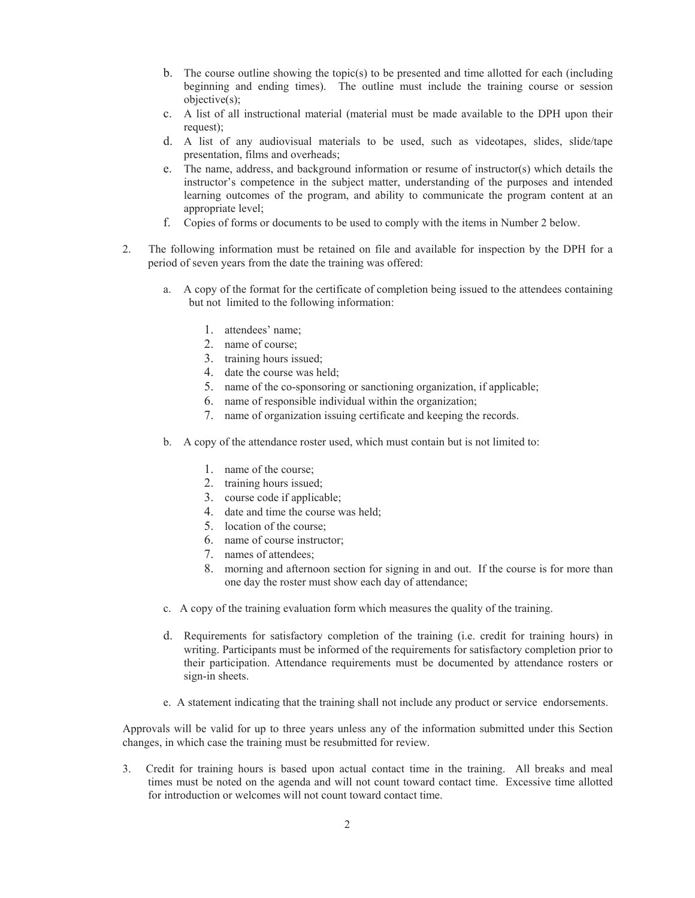b. The course outline showing the topic(s) to be presented and time allotted for each (including beginning and ending times). The outline must include the training course or session objective(s);

c. A list of all instructional material (material must be made available to the DPH upon their request);

d. A list of any audiovisual materials to be used, such as videotapes, slides, slide/tape presentation, films and overheads;

e. The name, address, and background information or resume of instructor(s) which details the instructor's competence in the subject matter, understanding of the purposes and intended learning outcomes of the program, and ability to communicate the program content at an appropriate level;

f. Copies of forms or documents to be used to comply with the items in Number 2 below.

2. The following information must be retained on file and available for inspection by the DPH for a period of seven years from the date the training was offered:

   a. A copy of the format for the certificate of completion being issued to the attendees containing but not limited to the following information:

      1. attendees' name;
      2. name of course;
      3. training hours issued;
      4. date the course was held;
      5. name of the co-sponsoring or sanctioning organization, if applicable;
      6. name of responsible individual within the organization;
      7. name of organization issuing certificate and keeping the records.

   b. A copy of the attendance roster used, which must contain but is not limited to:

      1. name of the course;
      2. training hours issued;
      3. course code if applicable;
      4. date and time the course was held;
      5. location of the course;
      6. name of course instructor;
      7. names of attendees;
      8. morning and afternoon section for signing in and out. If the course is for more than one day the roster must show each day of attendance;

   c. A copy of the training evaluation form which measures the quality of the training.

   d. Requirements for satisfactory completion of the training (i.e. credit for training hours) in writing. Participants must be informed of the requirements for satisfactory completion prior to their participation. Attendance requirements must be documented by attendance rosters or sign-in sheets.

   e. A statement indicating that the training shall not include any product or service endorsements.

Approvals will be valid for up to three years unless any of the information submitted under this Section changes, in which case the training must be resubmitted for review.

3. Credit for training hours is based upon actual contact time in the training. All breaks and meal times must be noted on the agenda and will not count toward contact time. Excessive time allotted for introduction or welcomes will not count toward contact time.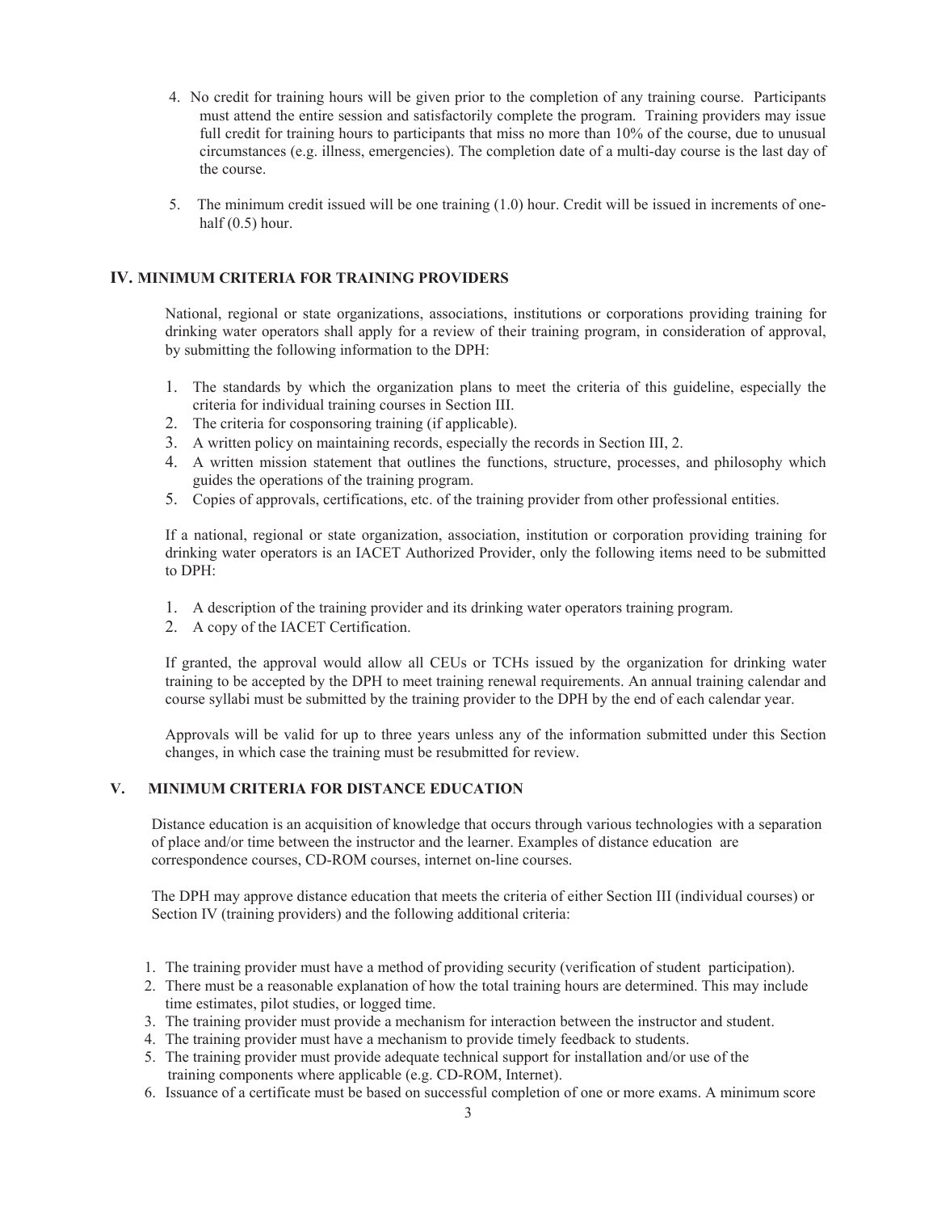4. No credit for training hours will be given prior to the completion of any training course. Participants must attend the entire session and satisfactorily complete the program. Training providers may issue full credit for training hours to participants that miss no more than 10% of the course, due to unusual circumstances (e.g. illness, emergencies). The completion date of a multi-day course is the last day of the course.

5. The minimum credit issued will be one training (1.0) hour. Credit will be issued in increments of one-half (0.5) hour.

## IV. MINIMUM CRITERIA FOR TRAINING PROVIDERS

National, regional or state organizations, associations, institutions or corporations providing training for drinking water operators shall apply for a review of their training program, in consideration of approval, by submitting the following information to the DPH:

1. The standards by which the organization plans to meet the criteria of this guideline, especially the criteria for individual training courses in Section III.
2. The criteria for cosponsoring training (if applicable).
3. A written policy on maintaining records, especially the records in Section III, 2.
4. A written mission statement that outlines the functions, structure, processes, and philosophy which guides the operations of the training program.
5. Copies of approvals, certifications, etc. of the training provider from other professional entities.

If a national, regional or state organization, association, institution or corporation providing training for drinking water operators is an IACET Authorized Provider, only the following items need to be submitted to DPH:

1. A description of the training provider and its drinking water operators training program.
2. A copy of the IACET Certification.

If granted, the approval would allow all CEUs or TCHs issued by the organization for drinking water training to be accepted by the DPH to meet training renewal requirements. An annual training calendar and course syllabi must be submitted by the training provider to the DPH by the end of each calendar year.

Approvals will be valid for up to three years unless any of the information submitted under this Section changes, in which case the training must be resubmitted for review.

## V. MINIMUM CRITERIA FOR DISTANCE EDUCATION

Distance education is an acquisition of knowledge that occurs through various technologies with a separation of place and/or time between the instructor and the learner. Examples of distance education are correspondence courses, CD-ROM courses, internet on-line courses.

The DPH may approve distance education that meets the criteria of either Section III (individual courses) or Section IV (training providers) and the following additional criteria:

1. The training provider must have a method of providing security (verification of student participation).
2. There must be a reasonable explanation of how the total training hours are determined. This may include time estimates, pilot studies, or logged time.
3. The training provider must provide a mechanism for interaction between the instructor and student.
4. The training provider must have a mechanism to provide timely feedback to students.
5. The training provider must provide adequate technical support for installation and/or use of the training components where applicable (e.g. CD-ROM, Internet).
6. Issuance of a certificate must be based on successful completion of one or more exams. A minimum score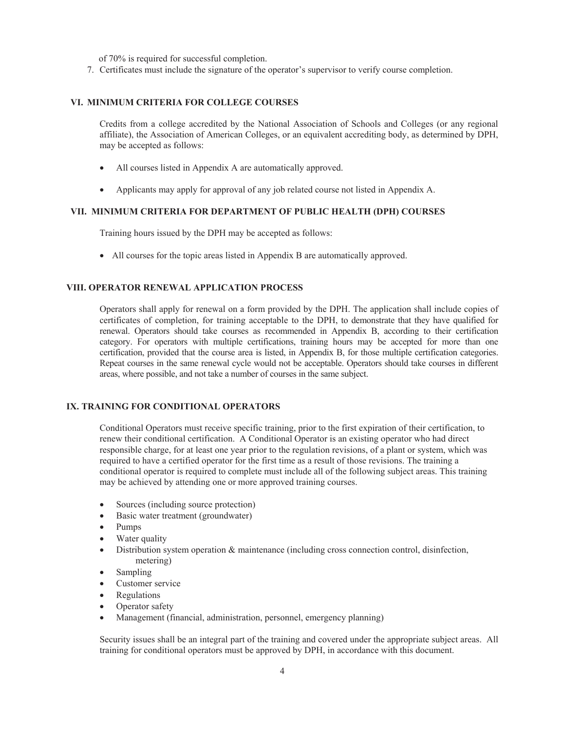of 70% is required for successful completion.

7. Certificates must include the signature of the operator's supervisor to verify course completion.

## VI. MINIMUM CRITERIA FOR COLLEGE COURSES

Credits from a college accredited by the National Association of Schools and Colleges (or any regional affiliate), the Association of American Colleges, or an equivalent accrediting body, as determined by DPH, may be accepted as follows:

- All courses listed in Appendix A are automatically approved.
- Applicants may apply for approval of any job related course not listed in Appendix A.

## VII. MINIMUM CRITERIA FOR DEPARTMENT OF PUBLIC HEALTH (DPH) COURSES

Training hours issued by the DPH may be accepted as follows:

- All courses for the topic areas listed in Appendix B are automatically approved.

## VIII. OPERATOR RENEWAL APPLICATION PROCESS

Operators shall apply for renewal on a form provided by the DPH. The application shall include copies of certificates of completion, for training acceptable to the DPH, to demonstrate that they have qualified for renewal. Operators should take courses as recommended in Appendix B, according to their certification category. For operators with multiple certifications, training hours may be accepted for more than one certification, provided that the course area is listed, in Appendix B, for those multiple certification categories. Repeat courses in the same renewal cycle would not be acceptable. Operators should take courses in different areas, where possible, and not take a number of courses in the same subject.

## IX. TRAINING FOR CONDITIONAL OPERATORS

Conditional Operators must receive specific training, prior to the first expiration of their certification, to renew their conditional certification. A Conditional Operator is an existing operator who had direct responsible charge, for at least one year prior to the regulation revisions, of a plant or system, which was required to have a certified operator for the first time as a result of those revisions. The training a conditional operator is required to complete must include all of the following subject areas. This training may be achieved by attending one or more approved training courses.

- Sources (including source protection)
- Basic water treatment (groundwater)
- Pumps
- Water quality
- Distribution system operation & maintenance (including cross connection control, disinfection, metering)
- Sampling
- Customer service
- Regulations
- Operator safety
- Management (financial, administration, personnel, emergency planning)

Security issues shall be an integral part of the training and covered under the appropriate subject areas. All training for conditional operators must be approved by DPH, in accordance with this document.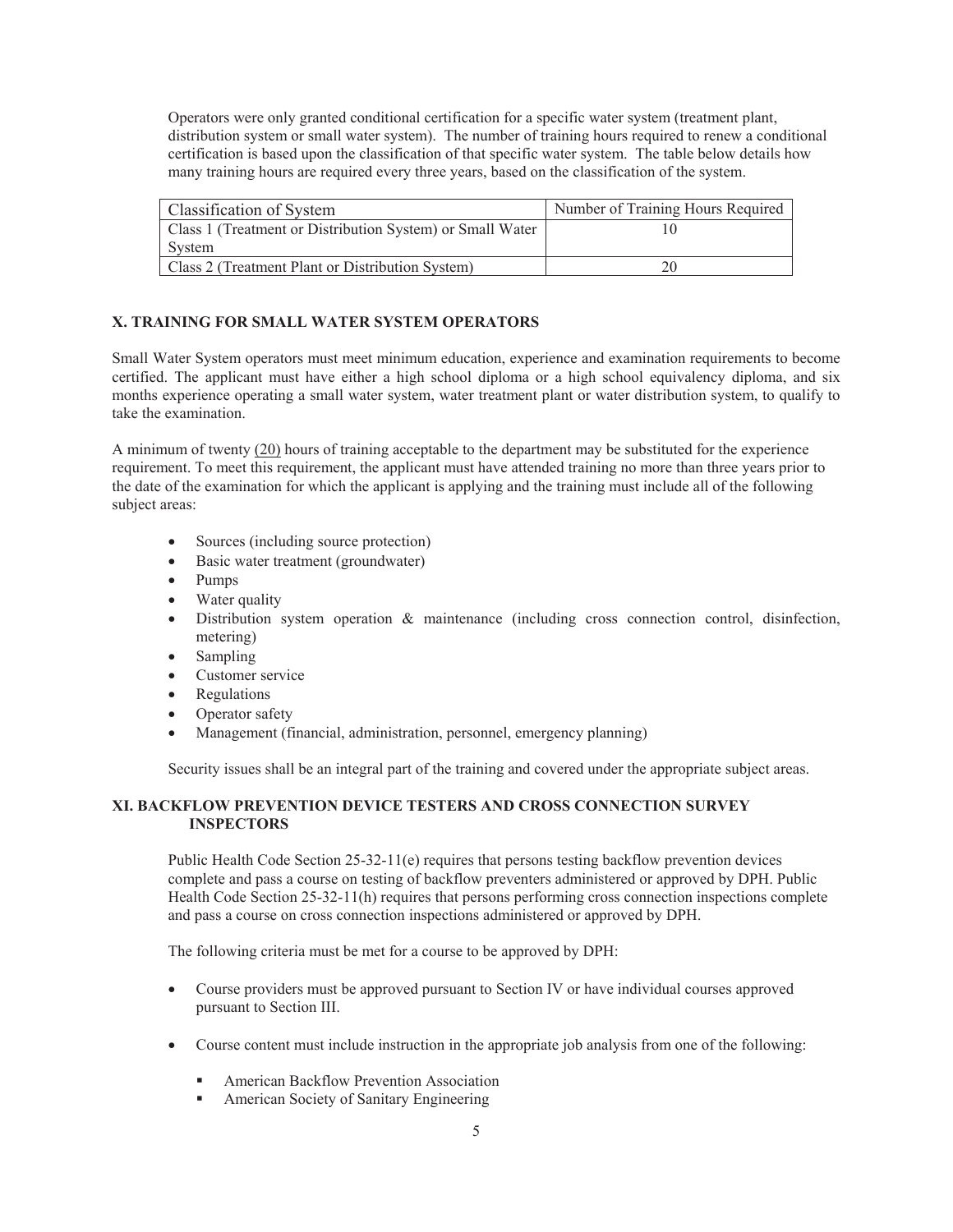Operators were only granted conditional certification for a specific water system (treatment plant, distribution system or small water system). The number of training hours required to renew a conditional certification is based upon the classification of that specific water system. The table below details how many training hours are required every three years, based on the classification of the system.

| Classification of System | Number of Training Hours Required |
|---|---|
| Class 1 (Treatment or Distribution System) or Small Water System | 10 |
| Class 2 (Treatment Plant or Distribution System) | 20 |

## X. TRAINING FOR SMALL WATER SYSTEM OPERATORS

Small Water System operators must meet minimum education, experience and examination requirements to become certified. The applicant must have either a high school diploma or a high school equivalency diploma, and six months experience operating a small water system, water treatment plant or water distribution system, to qualify to take the examination.

A minimum of twenty (20) hours of training acceptable to the department may be substituted for the experience requirement. To meet this requirement, the applicant must have attended training no more than three years prior to the date of the examination for which the applicant is applying and the training must include all of the following subject areas:

- Sources (including source protection)
- Basic water treatment (groundwater)
- Pumps
- Water quality
- Distribution system operation & maintenance (including cross connection control, disinfection, metering)
- Sampling
- Customer service
- Regulations
- Operator safety
- Management (financial, administration, personnel, emergency planning)

Security issues shall be an integral part of the training and covered under the appropriate subject areas.

## XI. BACKFLOW PREVENTION DEVICE TESTERS AND CROSS CONNECTION SURVEY INSPECTORS

Public Health Code Section 25-32-11(e) requires that persons testing backflow prevention devices complete and pass a course on testing of backflow preventers administered or approved by DPH. Public Health Code Section 25-32-11(h) requires that persons performing cross connection inspections complete and pass a course on cross connection inspections administered or approved by DPH.

The following criteria must be met for a course to be approved by DPH:

- Course providers must be approved pursuant to Section IV or have individual courses approved pursuant to Section III.
- Course content must include instruction in the appropriate job analysis from one of the following:
  - American Backflow Prevention Association
  - American Society of Sanitary Engineering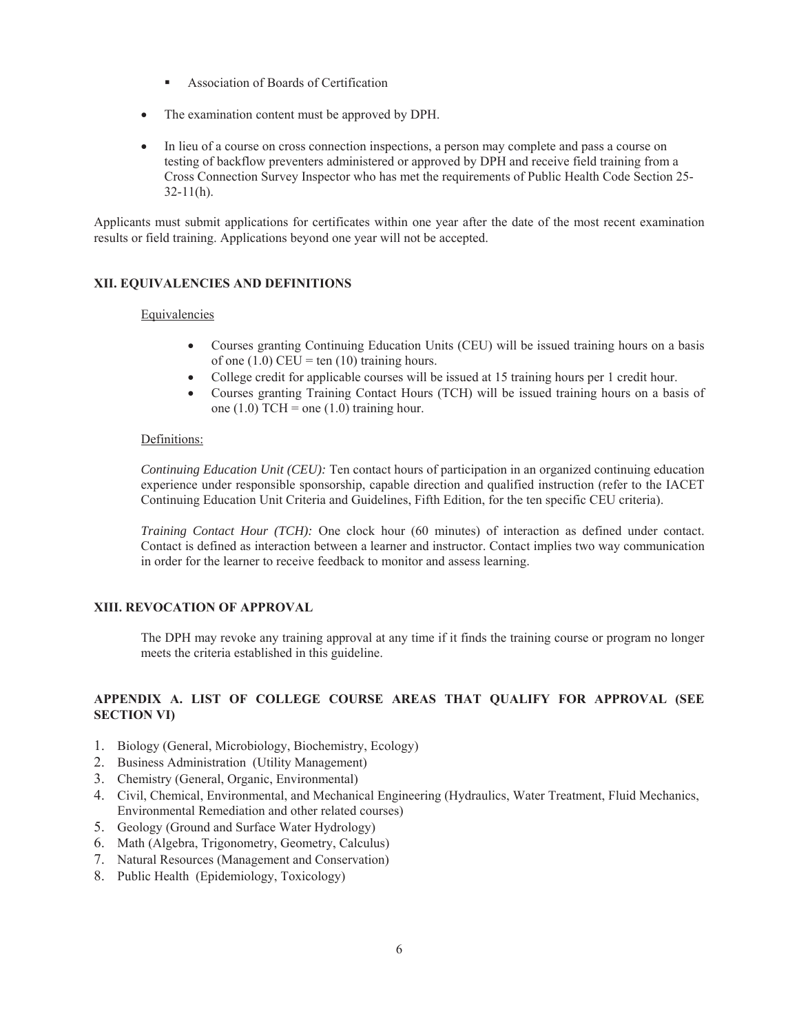- Association of Boards of Certification

- The examination content must be approved by DPH.

- In lieu of a course on cross connection inspections, a person may complete and pass a course on testing of backflow preventers administered or approved by DPH and receive field training from a Cross Connection Survey Inspector who has met the requirements of Public Health Code Section 25-32-11(h).

Applicants must submit applications for certificates within one year after the date of the most recent examination results or field training. Applications beyond one year will not be accepted.

## XII. EQUIVALENCIES AND DEFINITIONS

Equivalencies

- Courses granting Continuing Education Units (CEU) will be issued training hours on a basis of one (1.0) CEU = ten (10) training hours.
- College credit for applicable courses will be issued at 15 training hours per 1 credit hour.
- Courses granting Training Contact Hours (TCH) will be issued training hours on a basis of one (1.0) TCH = one (1.0) training hour.

Definitions:

*Continuing Education Unit (CEU):* Ten contact hours of participation in an organized continuing education experience under responsible sponsorship, capable direction and qualified instruction (refer to the IACET Continuing Education Unit Criteria and Guidelines, Fifth Edition, for the ten specific CEU criteria).

*Training Contact Hour (TCH):* One clock hour (60 minutes) of interaction as defined under contact. Contact is defined as interaction between a learner and instructor. Contact implies two way communication in order for the learner to receive feedback to monitor and assess learning.

## XIII. REVOCATION OF APPROVAL

The DPH may revoke any training approval at any time if it finds the training course or program no longer meets the criteria established in this guideline.

## APPENDIX A. LIST OF COLLEGE COURSE AREAS THAT QUALIFY FOR APPROVAL (SEE SECTION VI)

1. Biology (General, Microbiology, Biochemistry, Ecology)
2. Business Administration (Utility Management)
3. Chemistry (General, Organic, Environmental)
4. Civil, Chemical, Environmental, and Mechanical Engineering (Hydraulics, Water Treatment, Fluid Mechanics, Environmental Remediation and other related courses)
5. Geology (Ground and Surface Water Hydrology)
6. Math (Algebra, Trigonometry, Geometry, Calculus)
7. Natural Resources (Management and Conservation)
8. Public Health (Epidemiology, Toxicology)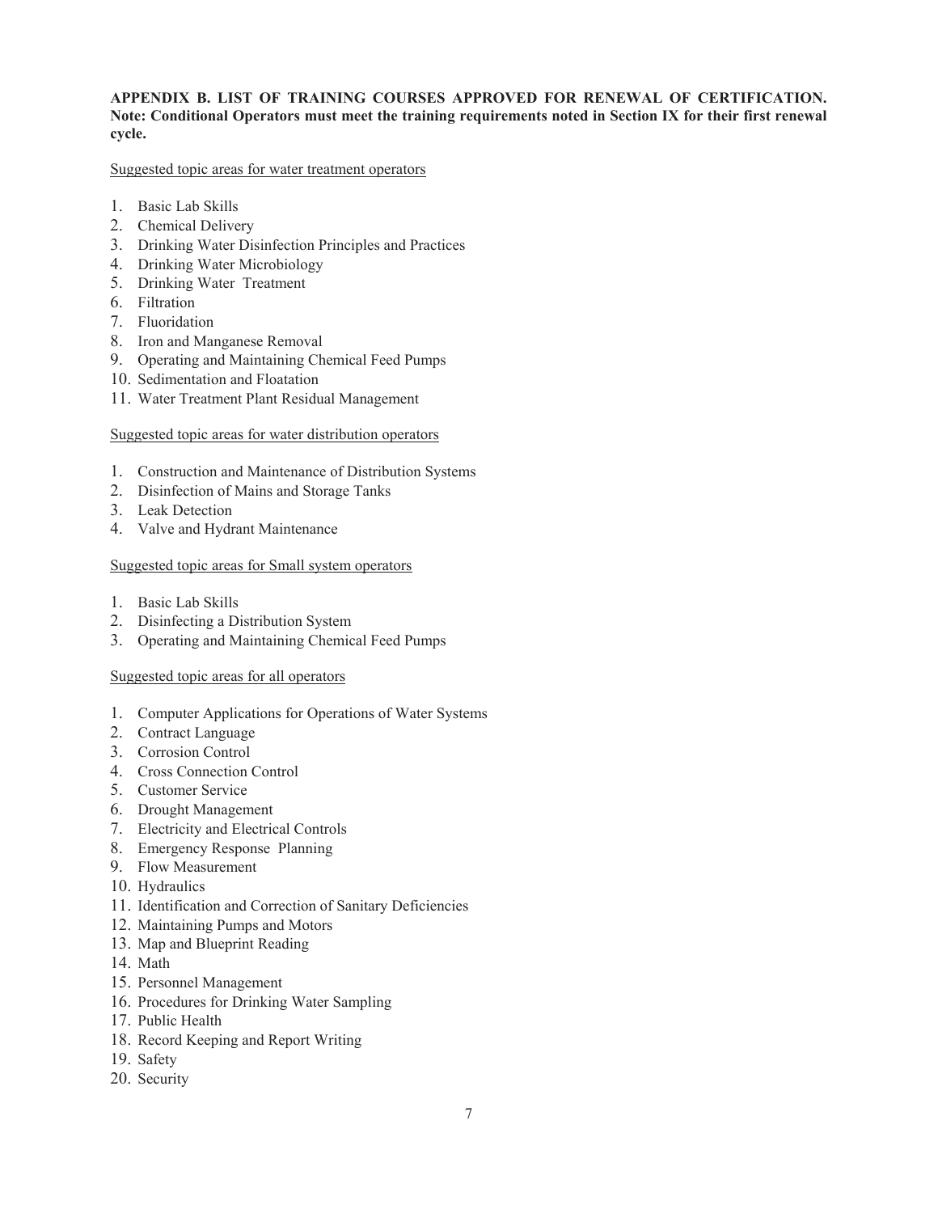**APPENDIX B. LIST OF TRAINING COURSES APPROVED FOR RENEWAL OF CERTIFICATION. Note: Conditional Operators must meet the training requirements noted in Section IX for their first renewal cycle.**

Suggested topic areas for water treatment operators

1. Basic Lab Skills
2. Chemical Delivery
3. Drinking Water Disinfection Principles and Practices
4. Drinking Water Microbiology
5. Drinking Water Treatment
6. Filtration
7. Fluoridation
8. Iron and Manganese Removal
9. Operating and Maintaining Chemical Feed Pumps
10. Sedimentation and Floatation
11. Water Treatment Plant Residual Management

Suggested topic areas for water distribution operators

1. Construction and Maintenance of Distribution Systems
2. Disinfection of Mains and Storage Tanks
3. Leak Detection
4. Valve and Hydrant Maintenance

Suggested topic areas for Small system operators

1. Basic Lab Skills
2. Disinfecting a Distribution System
3. Operating and Maintaining Chemical Feed Pumps

Suggested topic areas for all operators

1. Computer Applications for Operations of Water Systems
2. Contract Language
3. Corrosion Control
4. Cross Connection Control
5. Customer Service
6. Drought Management
7. Electricity and Electrical Controls
8. Emergency Response Planning
9. Flow Measurement
10. Hydraulics
11. Identification and Correction of Sanitary Deficiencies
12. Maintaining Pumps and Motors
13. Map and Blueprint Reading
14. Math
15. Personnel Management
16. Procedures for Drinking Water Sampling
17. Public Health
18. Record Keeping and Report Writing
19. Safety
20. Security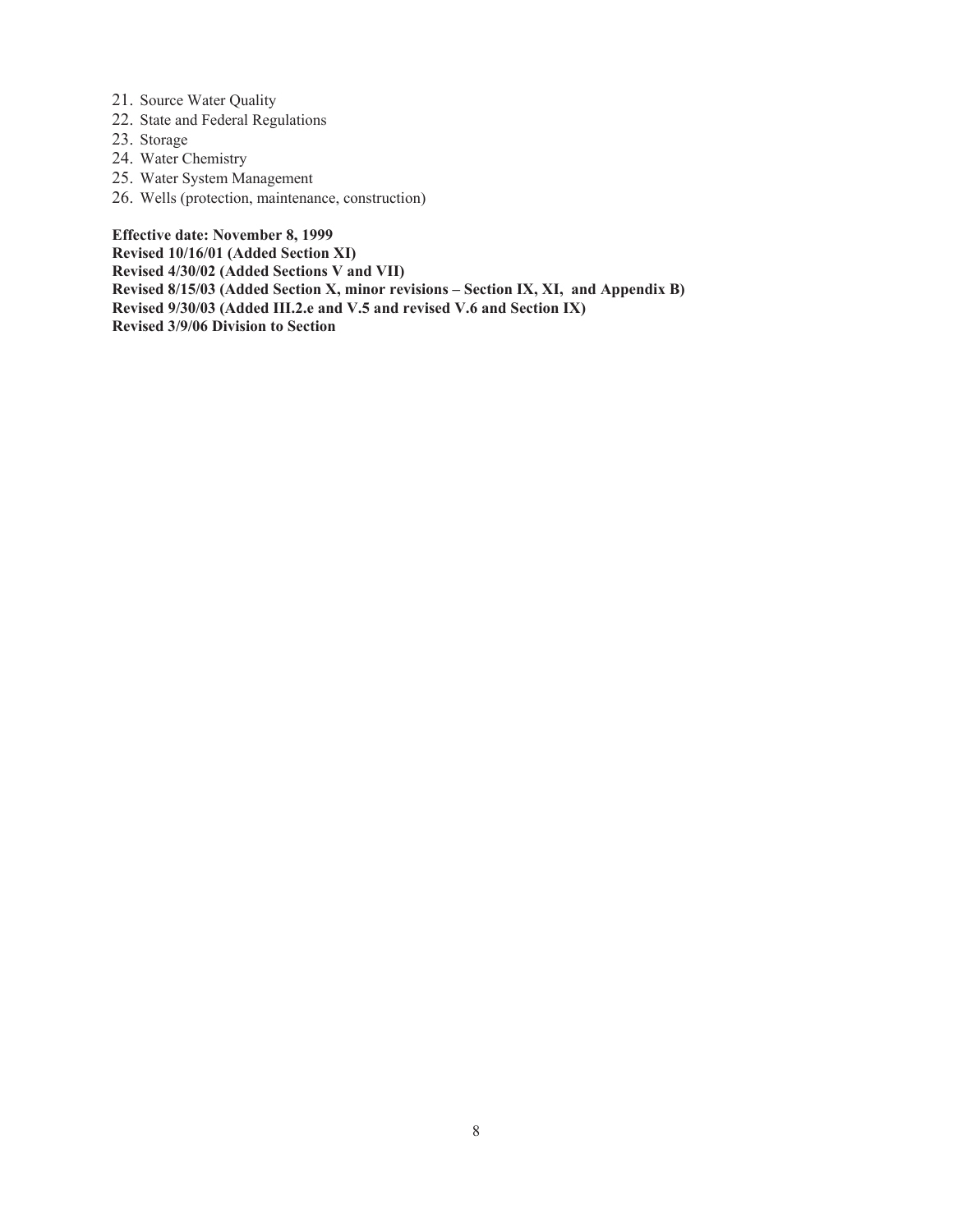21. Source Water Quality
22. State and Federal Regulations
23. Storage
24. Water Chemistry
25. Water System Management
26. Wells (protection, maintenance, construction)

**Effective date: November 8, 1999**
**Revised 10/16/01 (Added Section XI)**
**Revised 4/30/02 (Added Sections V and VII)**
**Revised 8/15/03 (Added Section X, minor revisions – Section IX, XI, and Appendix B)**
**Revised 9/30/03 (Added III.2.e and V.5 and revised V.6 and Section IX)**
**Revised 3/9/06 Division to Section**